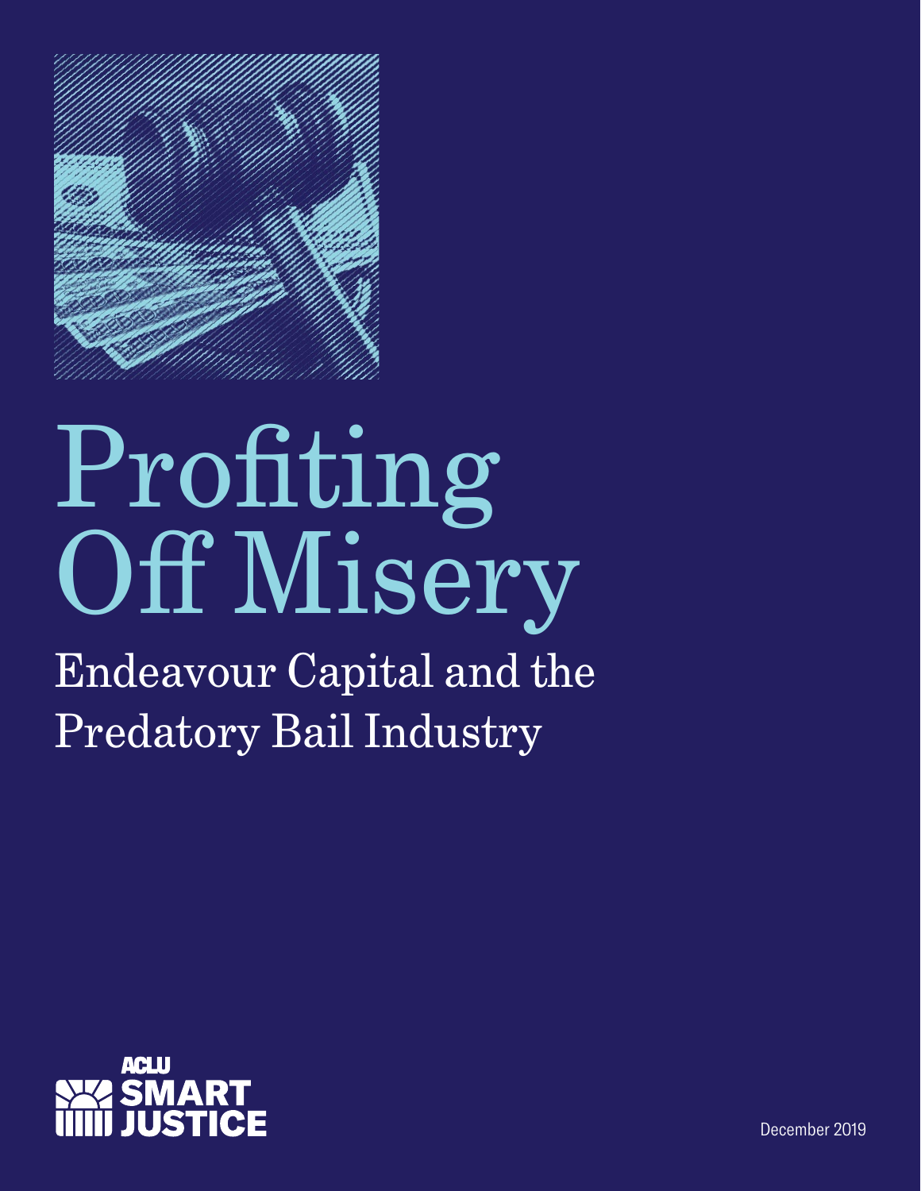# Profiting Off Misery

## Endeavour Capital and the Predatory Bail Industry

ACLU SMART JUSTICE

December 2019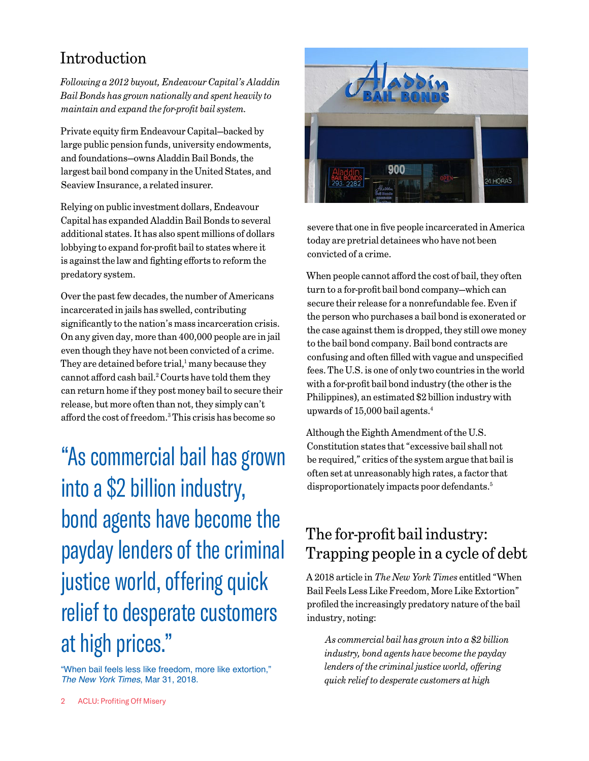## Introduction

*Following a 2012 buyout, Endeavour Capital's Aladdin Bail Bonds has grown nationally and spent heavily to maintain and expand the for-profit bail system.*

Private equity firm Endeavour Capital—backed by large public pension funds, university endowments, and foundations—owns Aladdin Bail Bonds, the largest bail bond company in the United States, and Seaview Insurance, a related insurer.

Relying on public investment dollars, Endeavour Capital has expanded Aladdin Bail Bonds to several additional states. It has also spent millions of dollars lobbying to expand for-profit bail to states where it is against the law and fighting efforts to reform the predatory system.

Over the past few decades, the number of Americans incarcerated in jails has swelled, contributing significantly to the nation's mass incarceration crisis. On any given day, more than 400,000 people are in jail even though they have not been convicted of a crime. They are detained before trial,[1] many because they cannot afford cash bail.[2] Courts have told them they can return home if they post money bail to secure their release, but more often than not, they simply can't afford the cost of freedom.[3] This crisis has become so severe that one in five people incarcerated in America today are pretrial detainees who have not been convicted of a crime.

> "As commercial bail has grown into a $2 billion industry, bond agents have become the payday lenders of the criminal justice world, offering quick relief to desperate customers at high prices."
>
> "When bail feels less like freedom, more like extortion," *The New York Times*, Mar 31, 2018.

When people cannot afford the cost of bail, they often turn to a for-profit bail bond company—which can secure their release for a nonrefundable fee. Even if the person who purchases a bail bond is exonerated or the case against them is dropped, they still owe money to the bail bond company. Bail bond contracts are confusing and often filled with vague and unspecified fees. The U.S. is one of only two countries in the world with a for-profit bail bond industry (the other is the Philippines), an estimated $2 billion industry with upwards of 15,000 bail agents.[4]

Although the Eighth Amendment of the U.S. Constitution states that "excessive bail shall not be required," critics of the system argue that bail is often set at unreasonably high rates, a factor that disproportionately impacts poor defendants.[5]

## The for-profit bail industry: Trapping people in a cycle of debt

A 2018 article in *The New York Times* entitled "When Bail Feels Less Like Freedom, More Like Extortion" profiled the increasingly predatory nature of the bail industry, noting:

> *As commercial bail has grown into a $2 billion industry, bond agents have become the payday lenders of the criminal justice world, offering quick relief to desperate customers at high*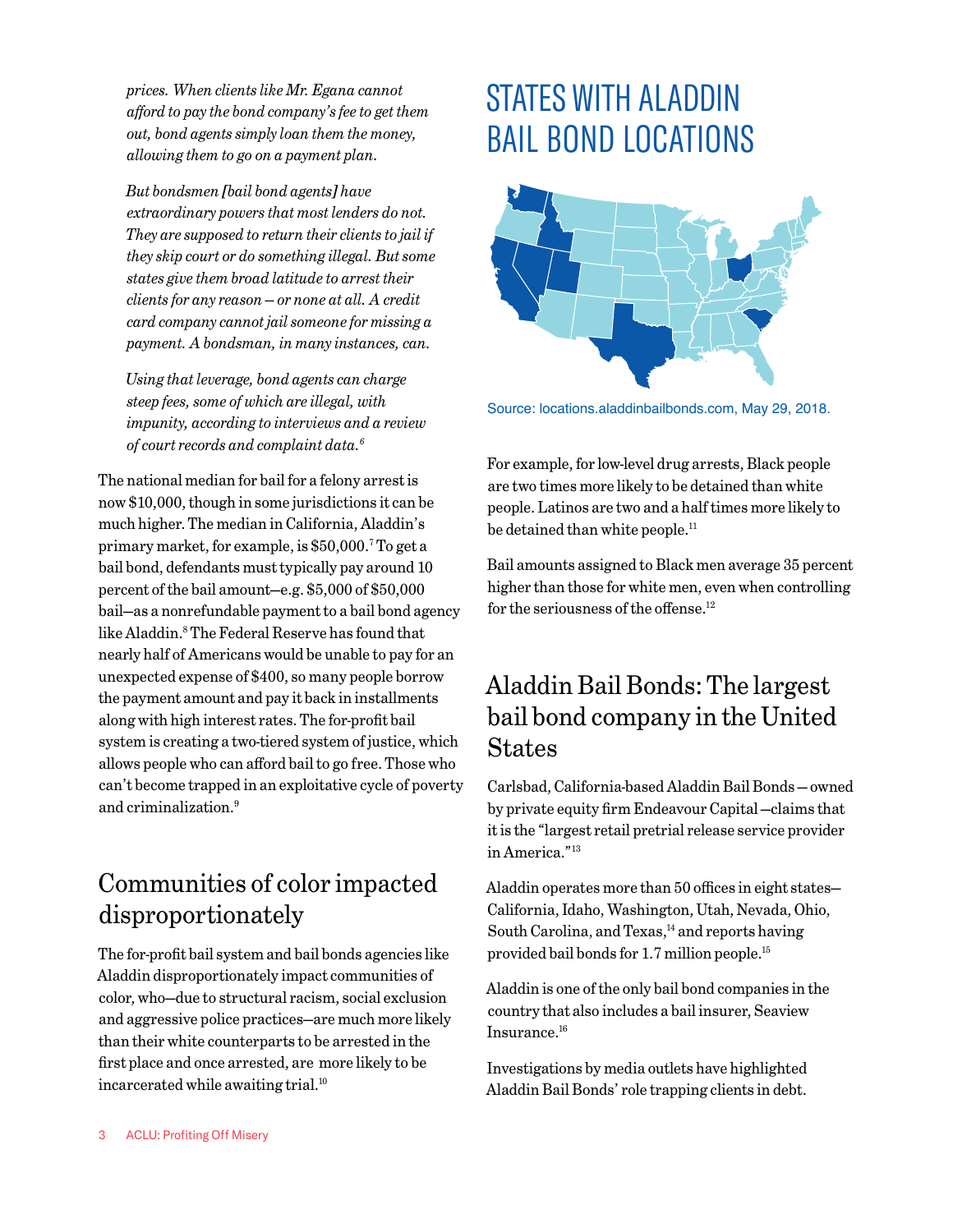*prices. When clients like Mr. Egana cannot afford to pay the bond company's fee to get them out, bond agents simply loan them the money, allowing them to go on a payment plan.*

*But bondsmen [bail bond agents] have extraordinary powers that most lenders do not. They are supposed to return their clients to jail if they skip court or do something illegal. But some states give them broad latitude to arrest their clients for any reason – or none at all. A credit card company cannot jail someone for missing a payment. A bondsman, in many instances, can.*

*Using that leverage, bond agents can charge steep fees, some of which are illegal, with impunity, according to interviews and a review of court records and complaint data.*[6]

The national median for bail for a felony arrest is now $10,000, though in some jurisdictions it can be much higher. The median in California, Aladdin's primary market, for example, is $50,000.[7] To get a bail bond, defendants must typically pay around 10 percent of the bail amount—e.g. $5,000 of $50,000 bail—as a nonrefundable payment to a bail bond agency like Aladdin.[8] The Federal Reserve has found that nearly half of Americans would be unable to pay for an unexpected expense of $400, so many people borrow the payment amount and pay it back in installments along with high interest rates. The for-profit bail system is creating a two-tiered system of justice, which allows people who can afford bail to go free. Those who can't become trapped in an exploitative cycle of poverty and criminalization.[9]

## Communities of color impacted disproportionately

The for-profit bail system and bail bonds agencies like Aladdin disproportionately impact communities of color, who—due to structural racism, social exclusion and aggressive police practices—are much more likely than their white counterparts to be arrested in the first place and once arrested, are more likely to be incarcerated while awaiting trial.[10]

## STATES WITH ALADDIN BAIL BOND LOCATIONS

Source: locations.aladdinbailbonds.com, May 29, 2018.

For example, for low-level drug arrests, Black people are two times more likely to be detained than white people. Latinos are two and a half times more likely to be detained than white people.[11]

Bail amounts assigned to Black men average 35 percent higher than those for white men, even when controlling for the seriousness of the offense.[12]

## Aladdin Bail Bonds: The largest bail bond company in the United States

Carlsbad, California-based Aladdin Bail Bonds – owned by private equity firm Endeavour Capital – claims that it is the "largest retail pretrial release service provider in America."[13]

Aladdin operates more than 50 offices in eight states—California, Idaho, Washington, Utah, Nevada, Ohio, South Carolina, and Texas,[14] and reports having provided bail bonds for 1.7 million people.[15]

Aladdin is one of the only bail bond companies in the country that also includes a bail insurer, Seaview Insurance.[16]

Investigations by media outlets have highlighted Aladdin Bail Bonds' role trapping clients in debt.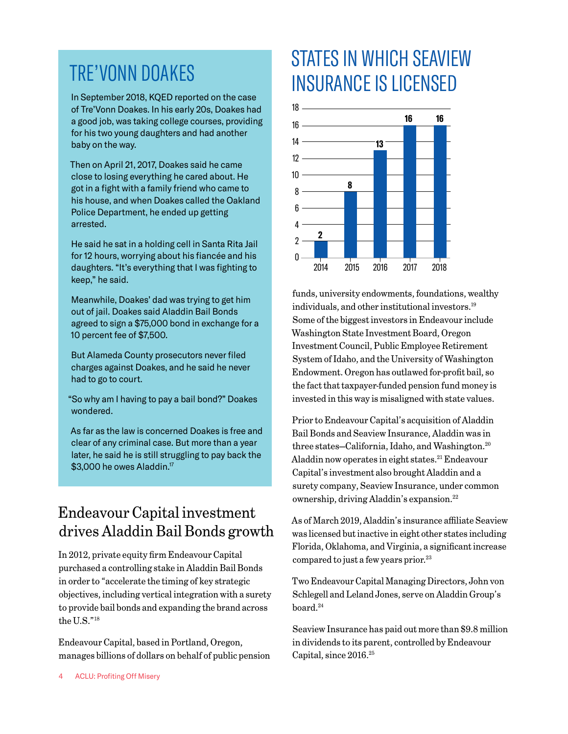## TRE'VONN DOAKES

In September 2018, KQED reported on the case of Tre'Vonn Doakes. In his early 20s, Doakes had a good job, was taking college courses, providing for his two young daughters and had another baby on the way.

Then on April 21, 2017, Doakes said he came close to losing everything he cared about. He got in a fight with a family friend who came to his house, and when Doakes called the Oakland Police Department, he ended up getting arrested.

He said he sat in a holding cell in Santa Rita Jail for 12 hours, worrying about his fiancée and his daughters. "It's everything that I was fighting to keep," he said.

Meanwhile, Doakes' dad was trying to get him out of jail. Doakes said Aladdin Bail Bonds agreed to sign a $75,000 bond in exchange for a 10 percent fee of $7,500.

But Alameda County prosecutors never filed charges against Doakes, and he said he never had to go to court.

"So why am I having to pay a bail bond?" Doakes wondered.

As far as the law is concerned Doakes is free and clear of any criminal case. But more than a year later, he said he is still struggling to pay back the $3,000 he owes Aladdin.[17]

## Endeavour Capital investment drives Aladdin Bail Bonds growth

In 2012, private equity firm Endeavour Capital purchased a controlling stake in Aladdin Bail Bonds in order to "accelerate the timing of key strategic objectives, including vertical integration with a surety to provide bail bonds and expanding the brand across the U.S."[18]

Endeavour Capital, based in Portland, Oregon, manages billions of dollars on behalf of public pension funds, university endowments, foundations, wealthy individuals, and other institutional investors.[19] Some of the biggest investors in Endeavour include Washington State Investment Board, Oregon Investment Council, Public Employee Retirement System of Idaho, and the University of Washington Endowment. Oregon has outlawed for-profit bail, so the fact that taxpayer-funded pension fund money is invested in this way is misaligned with state values.

## STATES IN WHICH SEAVIEW INSURANCE IS LICENSED

| Year | States |
|---|---|
| 2014 | 2 |
| 2015 | 8 |
| 2016 | 13 |
| 2017 | 16 |
| 2018 | 16 |

Prior to Endeavour Capital's acquisition of Aladdin Bail Bonds and Seaview Insurance, Aladdin was in three states—California, Idaho, and Washington.[20] Aladdin now operates in eight states.[21] Endeavour Capital's investment also brought Aladdin and a surety company, Seaview Insurance, under common ownership, driving Aladdin's expansion.[22]

As of March 2019, Aladdin's insurance affiliate Seaview was licensed but inactive in eight other states including Florida, Oklahoma, and Virginia, a significant increase compared to just a few years prior.[23]

Two Endeavour Capital Managing Directors, John von Schlegell and Leland Jones, serve on Aladdin Group's board.[24]

Seaview Insurance has paid out more than $9.8 million in dividends to its parent, controlled by Endeavour Capital, since 2016.[25]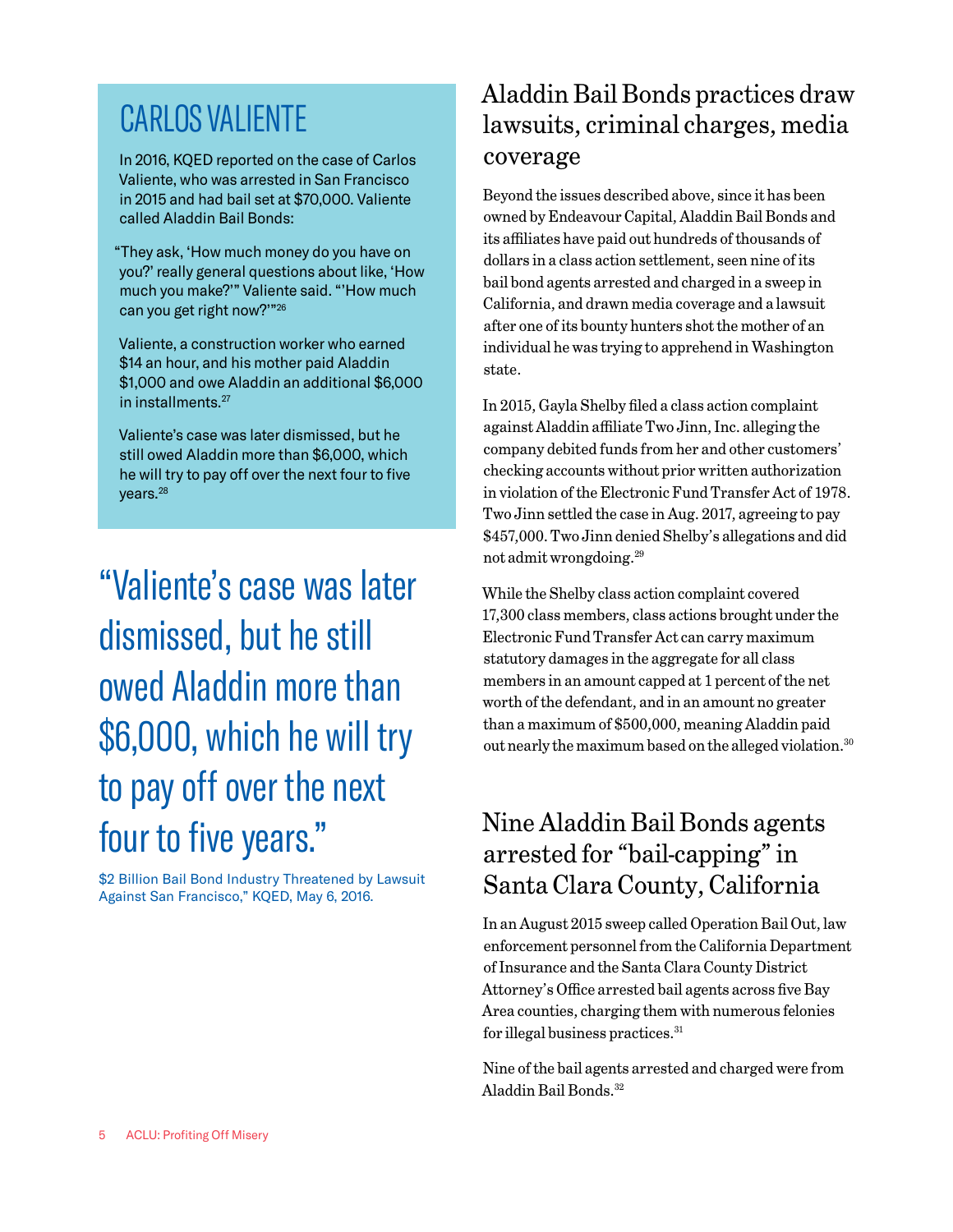## CARLOS VALIENTE

In 2016, KQED reported on the case of Carlos Valiente, who was arrested in San Francisco in 2015 and had bail set at $70,000. Valiente called Aladdin Bail Bonds:

"They ask, 'How much money do you have on you?' really general questions about like, 'How much you make?'" Valiente said. "'How much can you get right now?'"[26]

Valiente, a construction worker who earned $14 an hour, and his mother paid Aladdin $1,000 and owe Aladdin an additional $6,000 in installments.[27]

Valiente's case was later dismissed, but he still owed Aladdin more than $6,000, which he will try to pay off over the next four to five years.[28]

> "Valiente's case was later dismissed, but he still owed Aladdin more than $6,000, which he will try to pay off over the next four to five years."
>
> $2 Billion Bail Bond Industry Threatened by Lawsuit Against San Francisco," KQED, May 6, 2016.

## Aladdin Bail Bonds practices draw lawsuits, criminal charges, media coverage

Beyond the issues described above, since it has been owned by Endeavour Capital, Aladdin Bail Bonds and its affiliates have paid out hundreds of thousands of dollars in a class action settlement, seen nine of its bail bond agents arrested and charged in a sweep in California, and drawn media coverage and a lawsuit after one of its bounty hunters shot the mother of an individual he was trying to apprehend in Washington state.

In 2015, Gayla Shelby filed a class action complaint against Aladdin affiliate Two Jinn, Inc. alleging the company debited funds from her and other customers' checking accounts without prior written authorization in violation of the Electronic Fund Transfer Act of 1978. Two Jinn settled the case in Aug. 2017, agreeing to pay $457,000. Two Jinn denied Shelby's allegations and did not admit wrongdoing.[29]

While the Shelby class action complaint covered 17,300 class members, class actions brought under the Electronic Fund Transfer Act can carry maximum statutory damages in the aggregate for all class members in an amount capped at 1 percent of the net worth of the defendant, and in an amount no greater than a maximum of $500,000, meaning Aladdin paid out nearly the maximum based on the alleged violation.[30]

## Nine Aladdin Bail Bonds agents arrested for "bail-capping" in Santa Clara County, California

In an August 2015 sweep called Operation Bail Out, law enforcement personnel from the California Department of Insurance and the Santa Clara County District Attorney's Office arrested bail agents across five Bay Area counties, charging them with numerous felonies for illegal business practices.[31]

Nine of the bail agents arrested and charged were from Aladdin Bail Bonds.[32]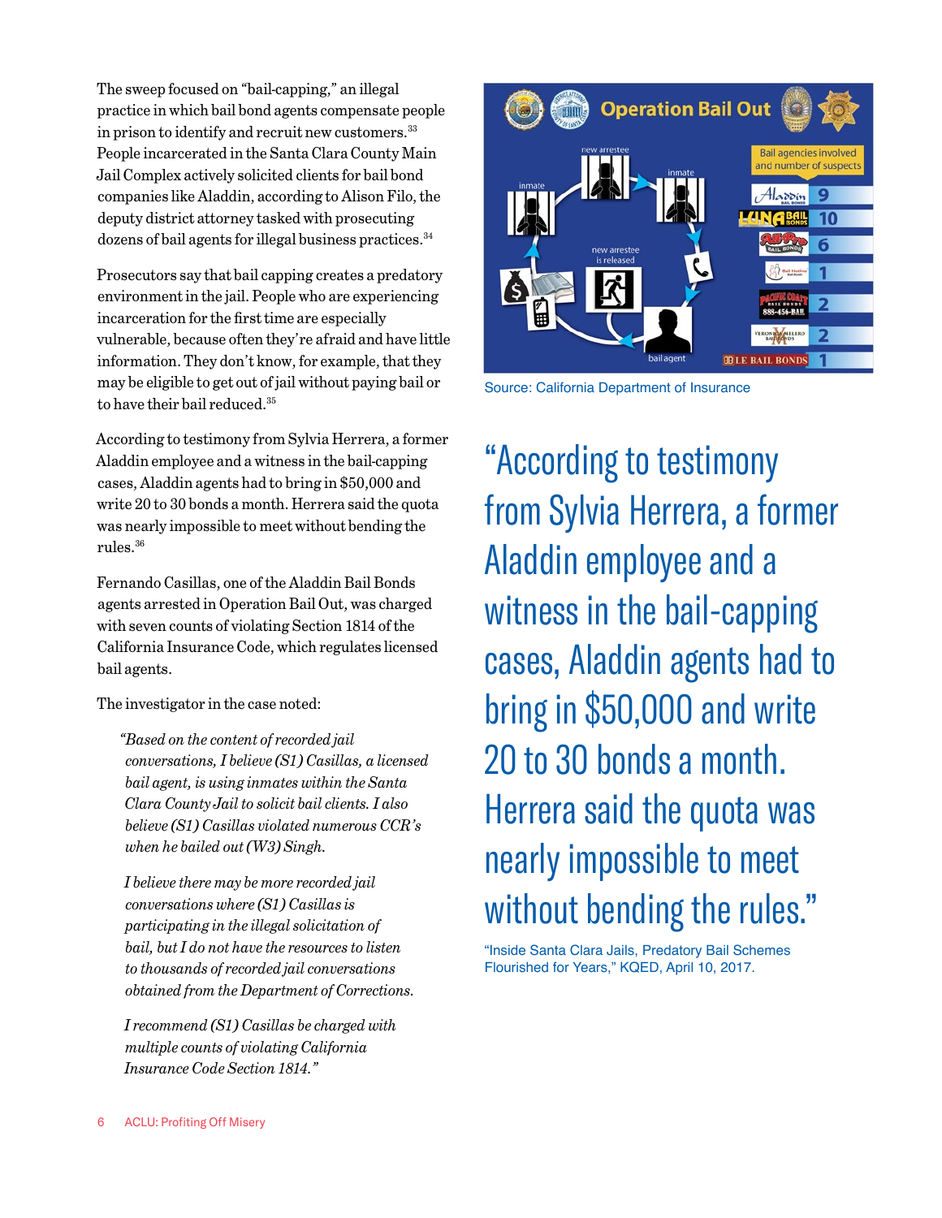The sweep focused on "bail-capping," an illegal practice in which bail bond agents compensate people in prison to identify and recruit new customers.[33] People incarcerated in the Santa Clara County Main Jail Complex actively solicited clients for bail bond companies like Aladdin, according to Alison Filo, the deputy district attorney tasked with prosecuting dozens of bail agents for illegal business practices.[34]

Prosecutors say that bail capping creates a predatory environment in the jail. People who are experiencing incarceration for the first time are especially vulnerable, because often they're afraid and have little information. They don't know, for example, that they may be eligible to get out of jail without paying bail or to have their bail reduced.[35]

According to testimony from Sylvia Herrera, a former Aladdin employee and a witness in the bail-capping cases, Aladdin agents had to bring in $50,000 and write 20 to 30 bonds a month. Herrera said the quota was nearly impossible to meet without bending the rules.[36]

Fernando Casillas, one of the Aladdin Bail Bonds agents arrested in Operation Bail Out, was charged with seven counts of violating Section 1814 of the California Insurance Code, which regulates licensed bail agents.

The investigator in the case noted:

> *"Based on the content of recorded jail conversations, I believe (S1) Casillas, a licensed bail agent, is using inmates within the Santa Clara County Jail to solicit bail clients. I also believe (S1) Casillas violated numerous CCR's when he bailed out (W3) Singh.*
>
> *I believe there may be more recorded jail conversations where (S1) Casillas is participating in the illegal solicitation of bail, but I do not have the resources to listen to thousands of recorded jail conversations obtained from the Department of Corrections.*
>
> *I recommend (S1) Casillas be charged with multiple counts of violating California Insurance Code Section 1814."*

**Operation Bail Out**

Bail agencies involved and number of suspects

| Agency | Number of suspects |
| --- | --- |
| Aladdin Bail Bonds | 9 |
| Luna Bail Bonds | 10 |
| All-Pro Bail Bonds | 6 |
| Bail Hotline | 1 |
| Pacific Coast Bail Bonds 888-456-BAIL | 2 |
| Veronica Mellero Bail Bonds | 2 |
| LE Bail Bonds | 1 |

Source: California Department of Insurance

> "According to testimony from Sylvia Herrera, a former Aladdin employee and a witness in the bail-capping cases, Aladdin agents had to bring in $50,000 and write 20 to 30 bonds a month. Herrera said the quota was nearly impossible to meet without bending the rules."

"Inside Santa Clara Jails, Predatory Bail Schemes Flourished for Years," KQED, April 10, 2017.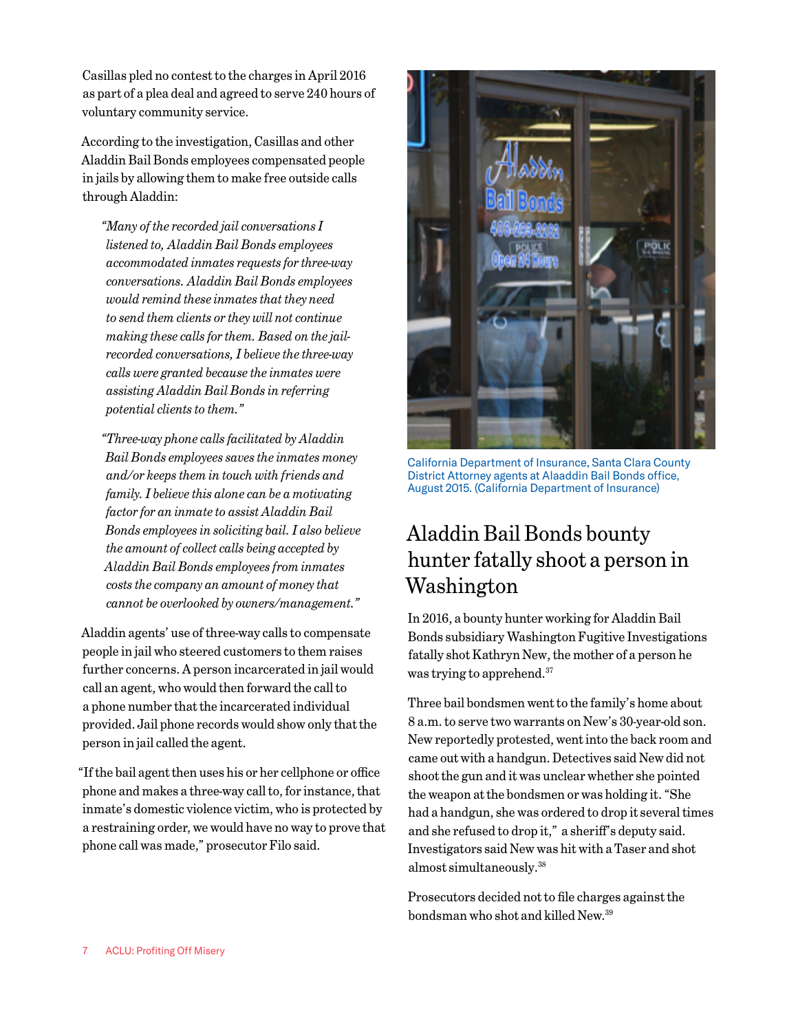Casillas pled no contest to the charges in April 2016 as part of a plea deal and agreed to serve 240 hours of voluntary community service.

According to the investigation, Casillas and other Aladdin Bail Bonds employees compensated people in jails by allowing them to make free outside calls through Aladdin:

> *"Many of the recorded jail conversations I listened to, Aladdin Bail Bonds employees accommodated inmates requests for three-way conversations. Aladdin Bail Bonds employees would remind these inmates that they need to send them clients or they will not continue making these calls for them. Based on the jail-recorded conversations, I believe the three-way calls were granted because the inmates were assisting Aladdin Bail Bonds in referring potential clients to them."*

> *"Three-way phone calls facilitated by Aladdin Bail Bonds employees saves the inmates money and/or keeps them in touch with friends and family. I believe this alone can be a motivating factor for an inmate to assist Aladdin Bail Bonds employees in soliciting bail. I also believe the amount of collect calls being accepted by Aladdin Bail Bonds employees from inmates costs the company an amount of money that cannot be overlooked by owners/management."*

Aladdin agents' use of three-way calls to compensate people in jail who steered customers to them raises further concerns. A person incarcerated in jail would call an agent, who would then forward the call to a phone number that the incarcerated individual provided. Jail phone records would show only that the person in jail called the agent.

"If the bail agent then uses his or her cellphone or office phone and makes a three-way call to, for instance, that inmate's domestic violence victim, who is protected by a restraining order, we would have no way to prove that phone call was made," prosecutor Filo said.

California Department of Insurance, Santa Clara County District Attorney agents at Alaaddin Bail Bonds office, August 2015. (California Department of Insurance)

## Aladdin Bail Bonds bounty hunter fatally shoot a person in Washington

In 2016, a bounty hunter working for Aladdin Bail Bonds subsidiary Washington Fugitive Investigations fatally shot Kathryn New, the mother of a person he was trying to apprehend.[37]

Three bail bondsmen went to the family's home about 8 a.m. to serve two warrants on New's 30-year-old son. New reportedly protested, went into the back room and came out with a handgun. Detectives said New did not shoot the gun and it was unclear whether she pointed the weapon at the bondsmen or was holding it. "She had a handgun, she was ordered to drop it several times and she refused to drop it," a sheriff's deputy said. Investigators said New was hit with a Taser and shot almost simultaneously.[38]

Prosecutors decided not to file charges against the bondsman who shot and killed New.[39]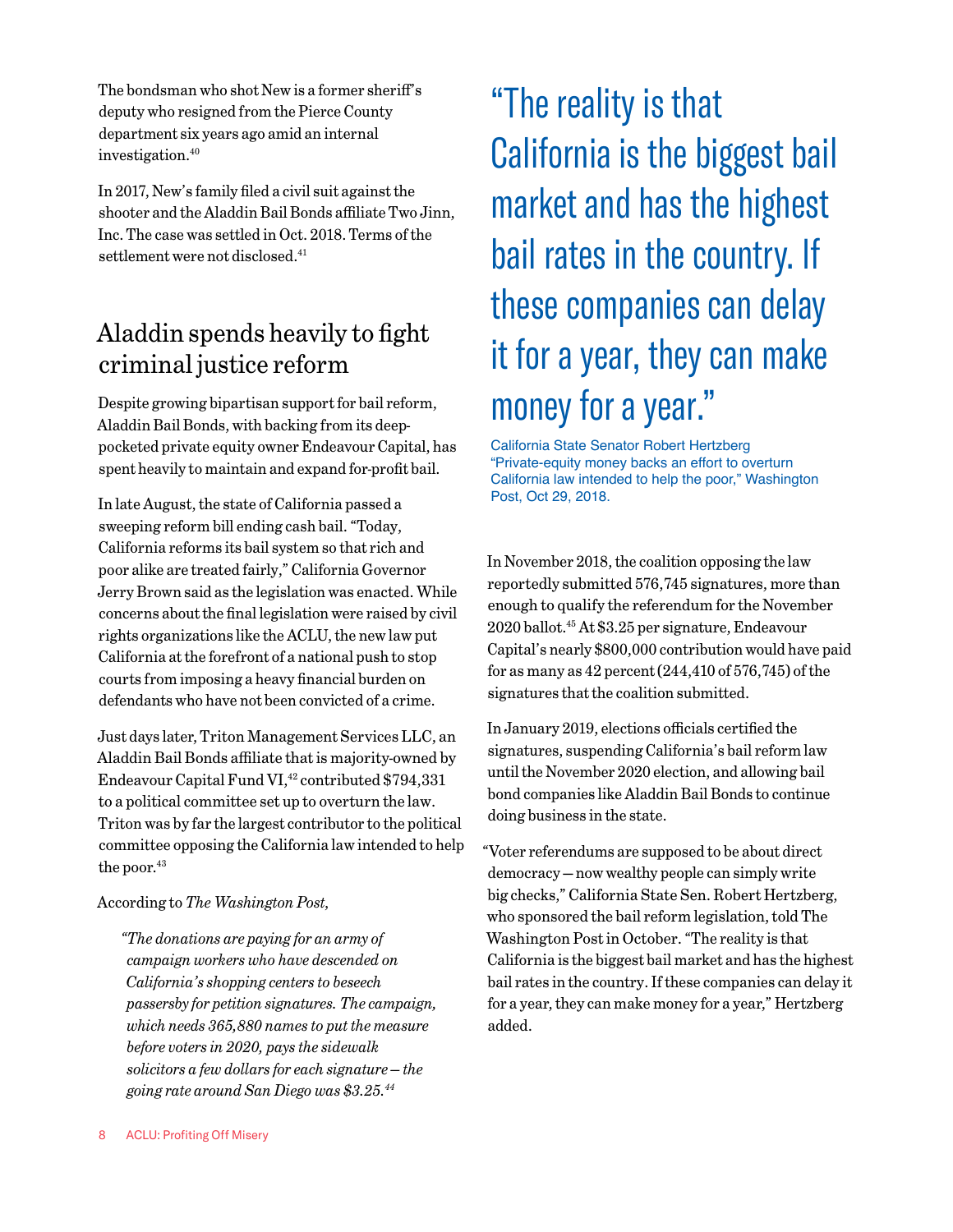The bondsman who shot New is a former sheriff's deputy who resigned from the Pierce County department six years ago amid an internal investigation.[40]

In 2017, New's family filed a civil suit against the shooter and the Aladdin Bail Bonds affiliate Two Jinn, Inc. The case was settled in Oct. 2018. Terms of the settlement were not disclosed.[41]

## Aladdin spends heavily to fight criminal justice reform

Despite growing bipartisan support for bail reform, Aladdin Bail Bonds, with backing from its deep-pocketed private equity owner Endeavour Capital, has spent heavily to maintain and expand for-profit bail.

In late August, the state of California passed a sweeping reform bill ending cash bail. "Today, California reforms its bail system so that rich and poor alike are treated fairly," California Governor Jerry Brown said as the legislation was enacted. While concerns about the final legislation were raised by civil rights organizations like the ACLU, the new law put California at the forefront of a national push to stop courts from imposing a heavy financial burden on defendants who have not been convicted of a crime.

Just days later, Triton Management Services LLC, an Aladdin Bail Bonds affiliate that is majority-owned by Endeavour Capital Fund VI,[42] contributed $794,331 to a political committee set up to overturn the law. Triton was by far the largest contributor to the political committee opposing the California law intended to help the poor.[43]

According to *The Washington Post,*

> *"The donations are paying for an army of campaign workers who have descended on California's shopping centers to beseech passersby for petition signatures. The campaign, which needs 365,880 names to put the measure before voters in 2020, pays the sidewalk solicitors a few dollars for each signature — the going rate around San Diego was $3.25.*[44]

> "The reality is that California is the biggest bail market and has the highest bail rates in the country. If these companies can delay it for a year, they can make money for a year."
>
> California State Senator Robert Hertzberg
> "Private-equity money backs an effort to overturn California law intended to help the poor," Washington Post, Oct 29, 2018.

In November 2018, the coalition opposing the law reportedly submitted 576,745 signatures, more than enough to qualify the referendum for the November 2020 ballot.[45] At $3.25 per signature, Endeavour Capital's nearly $800,000 contribution would have paid for as many as 42 percent (244,410 of 576,745) of the signatures that the coalition submitted.

In January 2019, elections officials certified the signatures, suspending California's bail reform law until the November 2020 election, and allowing bail bond companies like Aladdin Bail Bonds to continue doing business in the state.

"Voter referendums are supposed to be about direct democracy — now wealthy people can simply write big checks," California State Sen. Robert Hertzberg, who sponsored the bail reform legislation, told The Washington Post in October. "The reality is that California is the biggest bail market and has the highest bail rates in the country. If these companies can delay it for a year, they can make money for a year," Hertzberg added.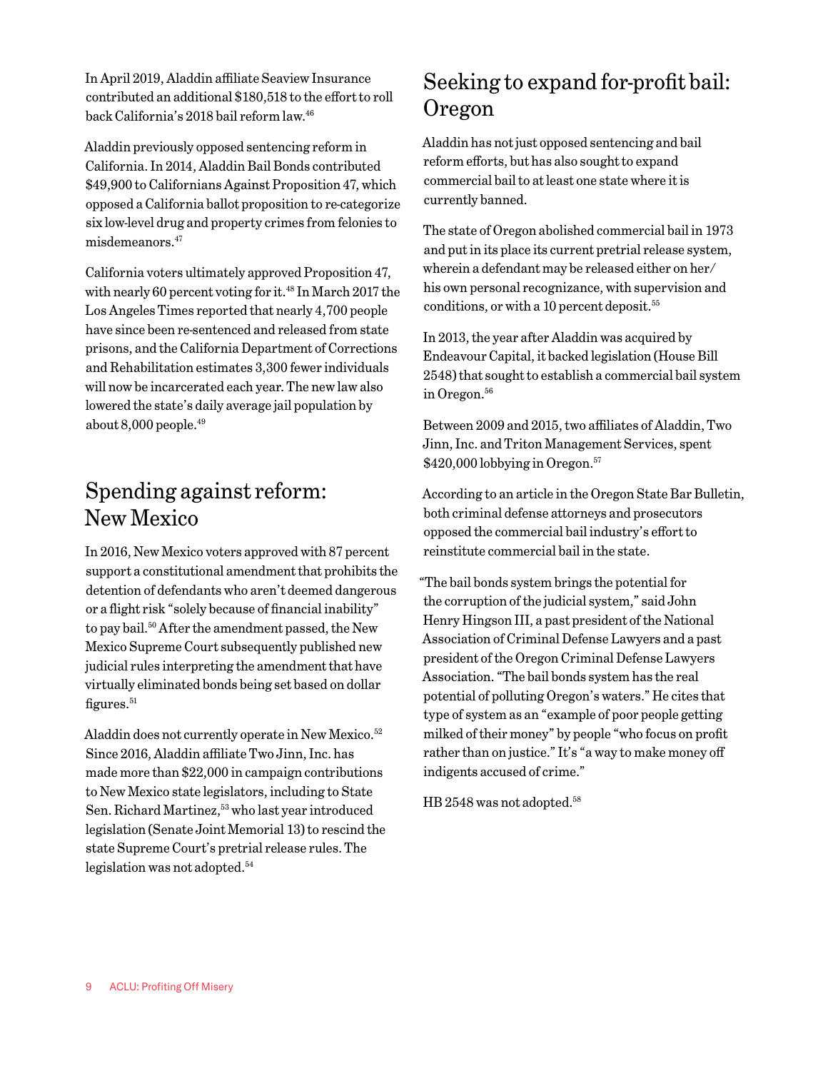In April 2019, Aladdin affiliate Seaview Insurance contributed an additional $180,518 to the effort to roll back California's 2018 bail reform law.[46]

Aladdin previously opposed sentencing reform in California. In 2014, Aladdin Bail Bonds contributed $49,900 to Californians Against Proposition 47, which opposed a California ballot proposition to re-categorize six low-level drug and property crimes from felonies to misdemeanors.[47]

California voters ultimately approved Proposition 47, with nearly 60 percent voting for it.[48] In March 2017 the Los Angeles Times reported that nearly 4,700 people have since been re-sentenced and released from state prisons, and the California Department of Corrections and Rehabilitation estimates 3,300 fewer individuals will now be incarcerated each year. The new law also lowered the state's daily average jail population by about 8,000 people.[49]

## Spending against reform: New Mexico

In 2016, New Mexico voters approved with 87 percent support a constitutional amendment that prohibits the detention of defendants who aren't deemed dangerous or a flight risk "solely because of financial inability" to pay bail.[50] After the amendment passed, the New Mexico Supreme Court subsequently published new judicial rules interpreting the amendment that have virtually eliminated bonds being set based on dollar figures.[51]

Aladdin does not currently operate in New Mexico.[52] Since 2016, Aladdin affiliate Two Jinn, Inc. has made more than $22,000 in campaign contributions to New Mexico state legislators, including to State Sen. Richard Martinez,[53] who last year introduced legislation (Senate Joint Memorial 13) to rescind the state Supreme Court's pretrial release rules. The legislation was not adopted.[54]

## Seeking to expand for-profit bail: Oregon

Aladdin has not just opposed sentencing and bail reform efforts, but has also sought to expand commercial bail to at least one state where it is currently banned.

The state of Oregon abolished commercial bail in 1973 and put in its place its current pretrial release system, wherein a defendant may be released either on her/his own personal recognizance, with supervision and conditions, or with a 10 percent deposit.[55]

In 2013, the year after Aladdin was acquired by Endeavour Capital, it backed legislation (House Bill 2548) that sought to establish a commercial bail system in Oregon.[56]

Between 2009 and 2015, two affiliates of Aladdin, Two Jinn, Inc. and Triton Management Services, spent $420,000 lobbying in Oregon.[57]

According to an article in the Oregon State Bar Bulletin, both criminal defense attorneys and prosecutors opposed the commercial bail industry's effort to reinstitute commercial bail in the state.

"The bail bonds system brings the potential for the corruption of the judicial system," said John Henry Hingson III, a past president of the National Association of Criminal Defense Lawyers and a past president of the Oregon Criminal Defense Lawyers Association. "The bail bonds system has the real potential of polluting Oregon's waters." He cites that type of system as an "example of poor people getting milked of their money" by people "who focus on profit rather than on justice." It's "a way to make money off indigents accused of crime."

HB 2548 was not adopted.[58]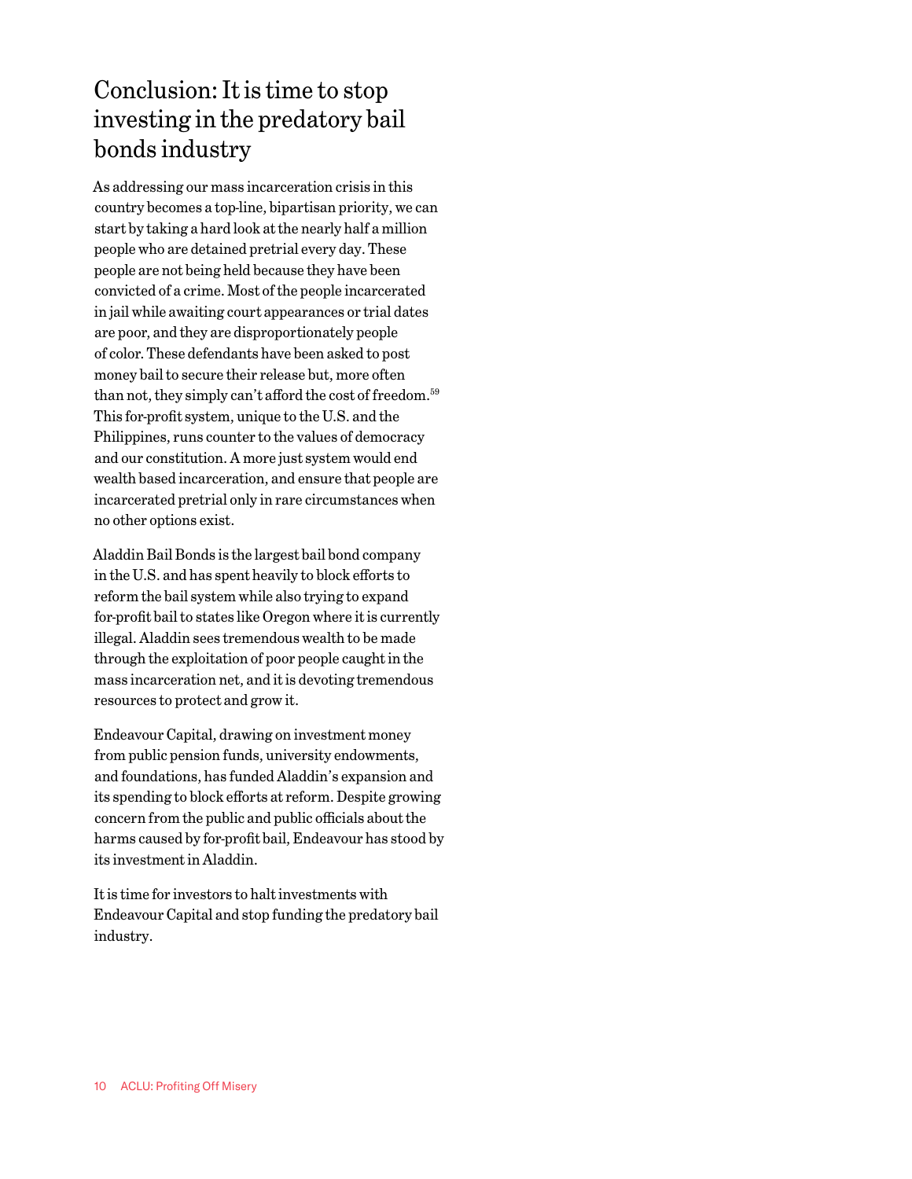# Conclusion: It is time to stop investing in the predatory bail bonds industry

As addressing our mass incarceration crisis in this country becomes a top-line, bipartisan priority, we can start by taking a hard look at the nearly half a million people who are detained pretrial every day. These people are not being held because they have been convicted of a crime. Most of the people incarcerated in jail while awaiting court appearances or trial dates are poor, and they are disproportionately people of color. These defendants have been asked to post money bail to secure their release but, more often than not, they simply can't afford the cost of freedom.[59] This for-profit system, unique to the U.S. and the Philippines, runs counter to the values of democracy and our constitution. A more just system would end wealth based incarceration, and ensure that people are incarcerated pretrial only in rare circumstances when no other options exist.

Aladdin Bail Bonds is the largest bail bond company in the U.S. and has spent heavily to block efforts to reform the bail system while also trying to expand for-profit bail to states like Oregon where it is currently illegal. Aladdin sees tremendous wealth to be made through the exploitation of poor people caught in the mass incarceration net, and it is devoting tremendous resources to protect and grow it.

Endeavour Capital, drawing on investment money from public pension funds, university endowments, and foundations, has funded Aladdin's expansion and its spending to block efforts at reform. Despite growing concern from the public and public officials about the harms caused by for-profit bail, Endeavour has stood by its investment in Aladdin.

It is time for investors to halt investments with Endeavour Capital and stop funding the predatory bail industry.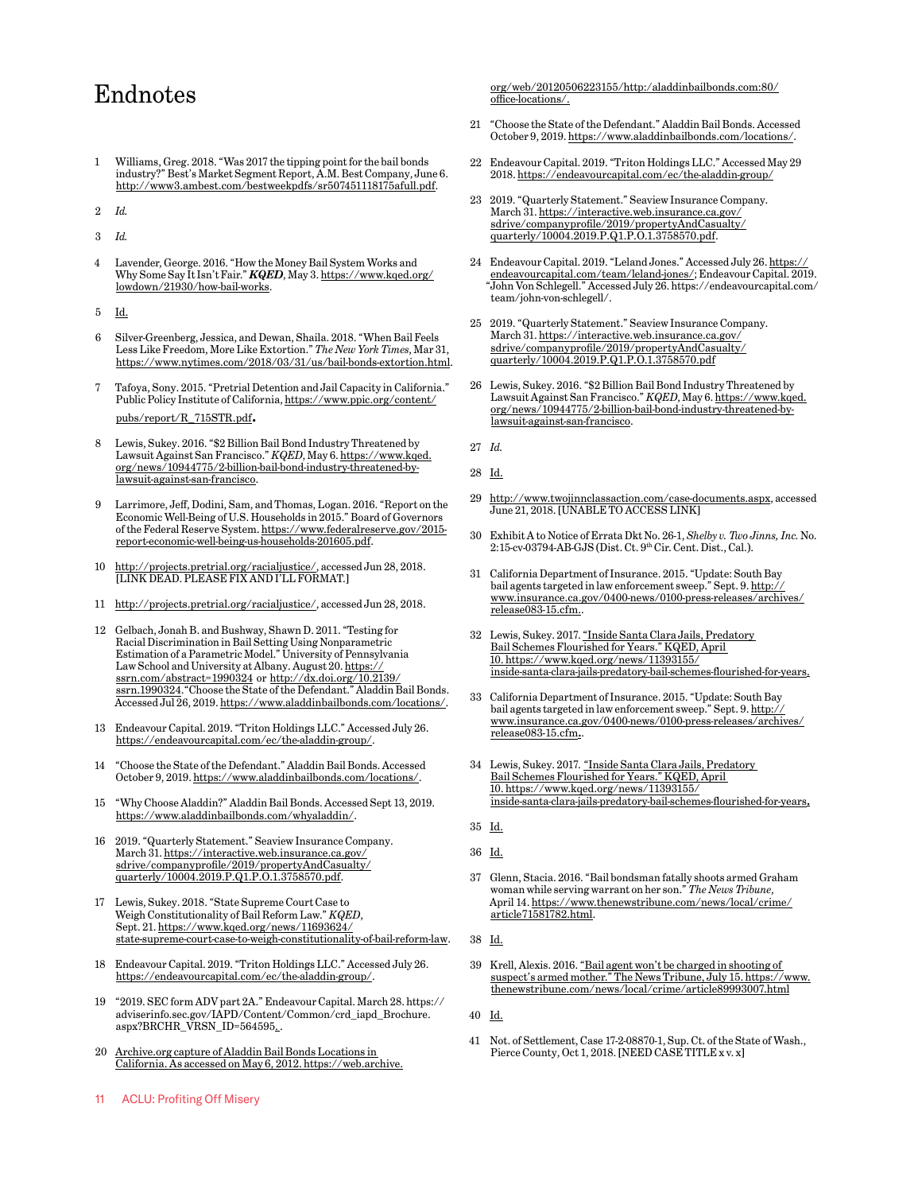# Endnotes

1 Williams, Greg. 2018. "Was 2017 the tipping point for the bail bonds industry?" Best's Market Segment Report, A.M. Best Company, June 6. http://www3.ambest.com/bestweekpdfs/sr507451118175afull.pdf.

2 *Id.*

3 *Id.*

4 Lavender, George. 2016. "How the Money Bail System Works and Why Some Say It Isn't Fair." ***KQED***, May 3. https://www.kqed.org/lowdown/21930/how-bail-works.

5 Id.

6 Silver-Greenberg, Jessica, and Dewan, Shaila. 2018. "When Bail Feels Less Like Freedom, More Like Extortion." *The New York Times*, Mar 31, https://www.nytimes.com/2018/03/31/us/bail-bonds-extortion.html.

7 Tafoya, Sony. 2015. "Pretrial Detention and Jail Capacity in California." Public Policy Institute of California, https://www.ppic.org/content/pubs/report/R_715STR.pdf.

8 Lewis, Sukey. 2016. "$2 Billion Bail Bond Industry Threatened by Lawsuit Against San Francisco." *KQED*, May 6. https://www.kqed.org/news/10944775/2-billion-bail-bond-industry-threatened-by-lawsuit-against-san-francisco.

9 Larrimore, Jeff, Dodini, Sam, and Thomas, Logan. 2016. "Report on the Economic Well-Being of U.S. Households in 2015." Board of Governors of the Federal Reserve System. https://www.federalreserve.gov/2015-report-economic-well-being-us-households-201605.pdf.

10 http://projects.pretrial.org/racialjustice/, accessed Jun 28, 2018. [LINK DEAD. PLEASE FIX AND I'LL FORMAT.]

11 http://projects.pretrial.org/racialjustice/, accessed Jun 28, 2018.

12 Gelbach, Jonah B. and Bushway, Shawn D. 2011. "Testing for Racial Discrimination in Bail Setting Using Nonparametric Estimation of a Parametric Model." University of Pennsylvania Law School and University at Albany. August 20. https://ssrn.com/abstract=1990324 or http://dx.doi.org/10.2139/ssrn.1990324."Choose the State of the Defendant." Aladdin Bail Bonds. Accessed Jul 26, 2019. https://www.aladdinbailbonds.com/locations/.

13 Endeavour Capital. 2019. "Triton Holdings LLC." Accessed July 26. https://endeavourcapital.com/ec/the-aladdin-group/.

14 "Choose the State of the Defendant." Aladdin Bail Bonds. Accessed October 9, 2019. https://www.aladdinbailbonds.com/locations/.

15 "Why Choose Aladdin?" Aladdin Bail Bonds. Accessed Sept 13, 2019. https://www.aladdinbailbonds.com/whyaladdin/.

16 2019. "Quarterly Statement." Seaview Insurance Company. March 31. https://interactive.web.insurance.ca.gov/sdrive/companyprofile/2019/propertyAndCasualty/quarterly/10004.2019.P.Q1.P.O.1.3758570.pdf.

17 Lewis, Sukey. 2018. "State Supreme Court Case to Weigh Constitutionality of Bail Reform Law." *KQED*, Sept. 21. https://www.kqed.org/news/11693624/state-supreme-court-case-to-weigh-constitutionality-of-bail-reform-law.

18 Endeavour Capital. 2019. "Triton Holdings LLC." Accessed July 26. https://endeavourcapital.com/ec/the-aladdin-group/.

19 "2019. SEC form ADV part 2A." Endeavour Capital. March 28. https://adviserinfo.sec.gov/IAPD/Content/Common/crd_iapd_Brochure.aspx?BRCHR_VRSN_ID=564595.

20 Archive.org capture of Aladdin Bail Bonds Locations in California. As accessed on May 6, 2012. https://web.archive.org/web/20120506223155/http:/aladdinbailbonds.com:80/office-locations/.

21 "Choose the State of the Defendant." Aladdin Bail Bonds. Accessed October 9, 2019. https://www.aladdinbailbonds.com/locations/.

22 Endeavour Capital. 2019. "Triton Holdings LLC." Accessed May 29 2018. https://endeavourcapital.com/ec/the-aladdin-group/

23 2019. "Quarterly Statement." Seaview Insurance Company. March 31. https://interactive.web.insurance.ca.gov/sdrive/companyprofile/2019/propertyAndCasualty/quarterly/10004.2019.P.Q1.P.O.1.3758570.pdf.

24 Endeavour Capital. 2019. "Leland Jones." Accessed July 26. https://endeavourcapital.com/team/leland-jones/; Endeavour Capital. 2019. "John Von Schlegell." Accessed July 26. https://endeavourcapital.com/team/john-von-schlegell/.

25 2019. "Quarterly Statement." Seaview Insurance Company. March 31. https://interactive.web.insurance.ca.gov/sdrive/companyprofile/2019/propertyAndCasualty/quarterly/10004.2019.P.Q1.P.O.1.3758570.pdf

26 Lewis, Sukey. 2016. "$2 Billion Bail Bond Industry Threatened by Lawsuit Against San Francisco." *KQED*, May 6. https://www.kqed.org/news/10944775/2-billion-bail-bond-industry-threatened-by-lawsuit-against-san-francisco.

27 *Id.*

28 Id.

29 http://www.twojinnclassaction.com/case-documents.aspx, accessed June 21, 2018. [UNABLE TO ACCESS LINK]

30 Exhibit A to Notice of Errata Dkt No. 26-1, *Shelby v. Two Jinns, Inc.* No. 2:15-cv-03794-AB-GJS (Dist. Ct. 9th Cir. Cent. Dist., Cal.).

31 California Department of Insurance. 2015. "Update: South Bay bail agents targeted in law enforcement sweep." Sept. 9. http://www.insurance.ca.gov/0400-news/0100-press-releases/archives/release083-15.cfm..

32 Lewis, Sukey. 2017. "Inside Santa Clara Jails, Predatory Bail Schemes Flourished for Years." KQED, April 10. https://www.kqed.org/news/11393155/inside-santa-clara-jails-predatory-bail-schemes-flourished-for-years.

33 California Department of Insurance. 2015. "Update: South Bay bail agents targeted in law enforcement sweep." Sept. 9. http://www.insurance.ca.gov/0400-news/0100-press-releases/archives/release083-15.cfm..

34 Lewis, Sukey. 2017. "Inside Santa Clara Jails, Predatory Bail Schemes Flourished for Years." KQED, April 10. https://www.kqed.org/news/11393155/inside-santa-clara-jails-predatory-bail-schemes-flourished-for-years.

35 Id.

36 Id.

37 Glenn, Stacia. 2016. "Bail bondsman fatally shoots armed Graham woman while serving warrant on her son." *The News Tribune*, April 14. https://www.thenewstribune.com/news/local/crime/article71581782.html.

38 Id.

39 Krell, Alexis. 2016. "Bail agent won't be charged in shooting of suspect's armed mother." The News Tribune, July 15. https://www.thenewstribune.com/news/local/crime/article89993007.html

40 Id.

41 Not. of Settlement, Case 17-2-08870-1, Sup. Ct. of the State of Wash., Pierce County, Oct 1, 2018. [NEED CASE TITLE x v. x]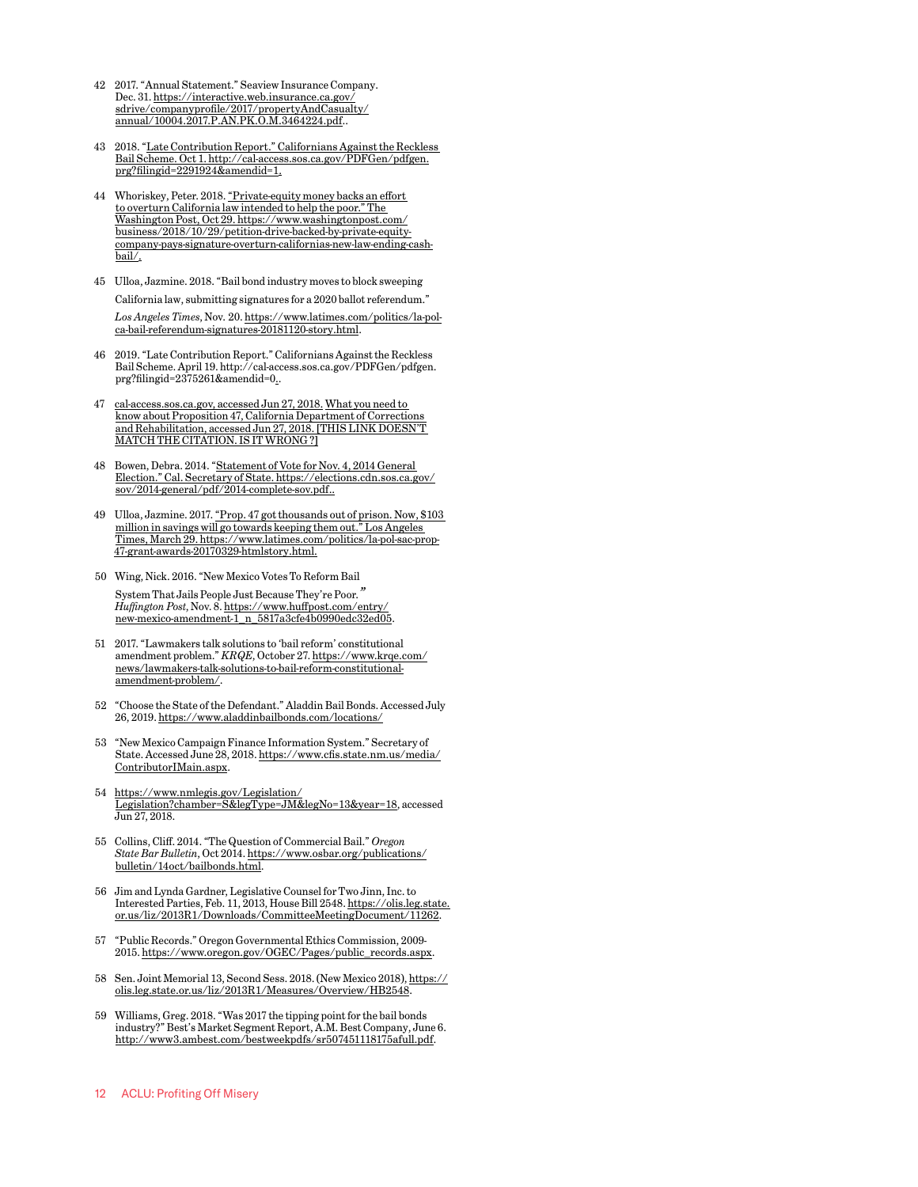42 2017. "Annual Statement." Seaview Insurance Company. Dec. 31. https://interactive.web.insurance.ca.gov/sdrive/companyprofile/2017/propertyAndCasualty/annual/10004.2017.P.AN.PK.O.M.3464224.pdf..

43 2018. "Late Contribution Report." Californians Against the Reckless Bail Scheme. Oct 1. http://cal-access.sos.ca.gov/PDFGen/pdfgen.prg?filingid=2291924&amendid=1.

44 Whoriskey, Peter. 2018. "Private-equity money backs an effort to overturn California law intended to help the poor." The Washington Post, Oct 29. https://www.washingtonpost.com/business/2018/10/29/petition-drive-backed-by-private-equity-company-pays-signature-overturn-californias-new-law-ending-cash-bail/.

45 Ulloa, Jazmine. 2018. "Bail bond industry moves to block sweeping California law, submitting signatures for a 2020 ballot referendum." *Los Angeles Times*, Nov. 20. https://www.latimes.com/politics/la-pol-ca-bail-referendum-signatures-20181120-story.html.

46 2019. "Late Contribution Report." Californians Against the Reckless Bail Scheme. April 19. http://cal-access.sos.ca.gov/PDFGen/pdfgen.prg?filingid=2375261&amendid=0..

47 cal-access.sos.ca.gov, accessed Jun 27, 2018. What you need to know about Proposition 47, California Department of Corrections and Rehabilitation, accessed Jun 27, 2018. [THIS LINK DOESN'T MATCH THE CITATION. IS IT WRONG?]

48 Bowen, Debra. 2014. "Statement of Vote for Nov. 4, 2014 General Election." Cal. Secretary of State. https://elections.cdn.sos.ca.gov/sov/2014-general/pdf/2014-complete-sov.pdf..

49 Ulloa, Jazmine. 2017. "Prop. 47 got thousands out of prison. Now, $103 million in savings will go towards keeping them out." Los Angeles Times, March 29. https://www.latimes.com/politics/la-pol-sac-prop-47-grant-awards-20170329-htmlstory.html.

50 Wing, Nick. 2016. "New Mexico Votes To Reform Bail System That Jails People Just Because They're Poor." *Huffington Post*, Nov. 8. https://www.huffpost.com/entry/new-mexico-amendment-1_n_5817a3cfe4b0990edc32ed05.

51 2017. "Lawmakers talk solutions to 'bail reform' constitutional amendment problem." *KRQE*, October 27. https://www.krqe.com/news/lawmakers-talk-solutions-to-bail-reform-constitutional-amendment-problem/.

52 "Choose the State of the Defendant." Aladdin Bail Bonds. Accessed July 26, 2019. https://www.aladdinbailbonds.com/locations/

53 "New Mexico Campaign Finance Information System." Secretary of State. Accessed June 28, 2018. https://www.cfis.state.nm.us/media/ContributorIMain.aspx.

54 https://www.nmlegis.gov/Legislation/Legislation?chamber=S&legType=JM&legNo=13&year=18, accessed Jun 27, 2018.

55 Collins, Cliff. 2014. "The Question of Commercial Bail." *Oregon State Bar Bulletin*, Oct 2014. https://www.osbar.org/publications/bulletin/14oct/bailbonds.html.

56 Jim and Lynda Gardner, Legislative Counsel for Two Jinn, Inc. to Interested Parties, Feb. 11, 2013, House Bill 2548. https://olis.leg.state.or.us/liz/2013R1/Downloads/CommitteeMeetingDocument/11262.

57 "Public Records." Oregon Governmental Ethics Commission, 2009-2015. https://www.oregon.gov/OGEC/Pages/public_records.aspx.

58 Sen. Joint Memorial 13, Second Sess. 2018. (New Mexico 2018), https://olis.leg.state.or.us/liz/2013R1/Measures/Overview/HB2548.

59 Williams, Greg. 2018. "Was 2017 the tipping point for the bail bonds industry?" Best's Market Segment Report, A.M. Best Company, June 6. http://www3.ambest.com/bestweekpdfs/sr507451118175afull.pdf.